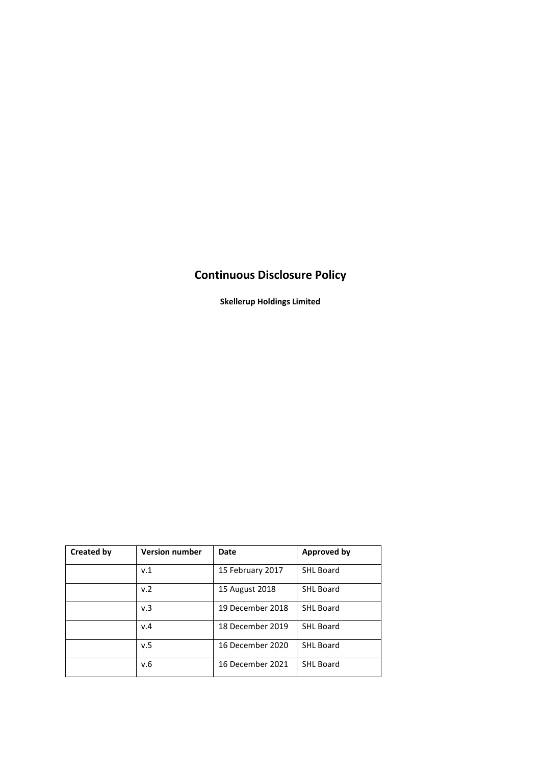# Continuous Disclosure Policy

**Skellerup Holdings Limited**

| Created by | Version number | Date | Approved by |
|---|---|---|---|
| | v.1 | 15 February 2017 | SHL Board |
| | v.2 | 15 August 2018 | SHL Board |
| | v.3 | 19 December 2018 | SHL Board |
| | v.4 | 18 December 2019 | SHL Board |
| | v.5 | 16 December 2020 | SHL Board |
| | v.6 | 16 December 2021 | SHL Board |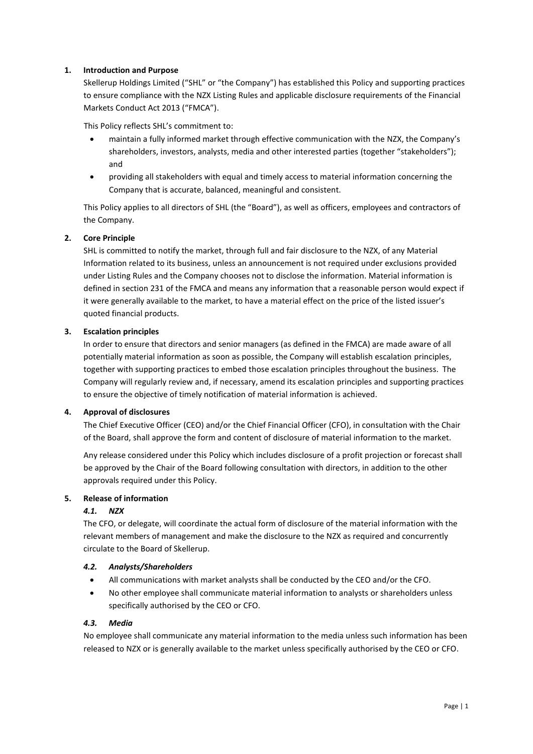## 1. Introduction and Purpose

Skellerup Holdings Limited ("SHL" or "the Company") has established this Policy and supporting practices to ensure compliance with the NZX Listing Rules and applicable disclosure requirements of the Financial Markets Conduct Act 2013 ("FMCA").

This Policy reflects SHL's commitment to:

- maintain a fully informed market through effective communication with the NZX, the Company's shareholders, investors, analysts, media and other interested parties (together "stakeholders"); and
- providing all stakeholders with equal and timely access to material information concerning the Company that is accurate, balanced, meaningful and consistent.

This Policy applies to all directors of SHL (the "Board"), as well as officers, employees and contractors of the Company.

## 2. Core Principle

SHL is committed to notify the market, through full and fair disclosure to the NZX, of any Material Information related to its business, unless an announcement is not required under exclusions provided under Listing Rules and the Company chooses not to disclose the information. Material information is defined in section 231 of the FMCA and means any information that a reasonable person would expect if it were generally available to the market, to have a material effect on the price of the listed issuer's quoted financial products.

## 3. Escalation principles

In order to ensure that directors and senior managers (as defined in the FMCA) are made aware of all potentially material information as soon as possible, the Company will establish escalation principles, together with supporting practices to embed those escalation principles throughout the business. The Company will regularly review and, if necessary, amend its escalation principles and supporting practices to ensure the objective of timely notification of material information is achieved.

## 4. Approval of disclosures

The Chief Executive Officer (CEO) and/or the Chief Financial Officer (CFO), in consultation with the Chair of the Board, shall approve the form and content of disclosure of material information to the market.

Any release considered under this Policy which includes disclosure of a profit projection or forecast shall be approved by the Chair of the Board following consultation with directors, in addition to the other approvals required under this Policy.

## 5. Release of information

### *4.1. NZX*

The CFO, or delegate, will coordinate the actual form of disclosure of the material information with the relevant members of management and make the disclosure to the NZX as required and concurrently circulate to the Board of Skellerup.

### *4.2. Analysts/Shareholders*

- All communications with market analysts shall be conducted by the CEO and/or the CFO.
- No other employee shall communicate material information to analysts or shareholders unless specifically authorised by the CEO or CFO.

### *4.3. Media*

No employee shall communicate any material information to the media unless such information has been released to NZX or is generally available to the market unless specifically authorised by the CEO or CFO.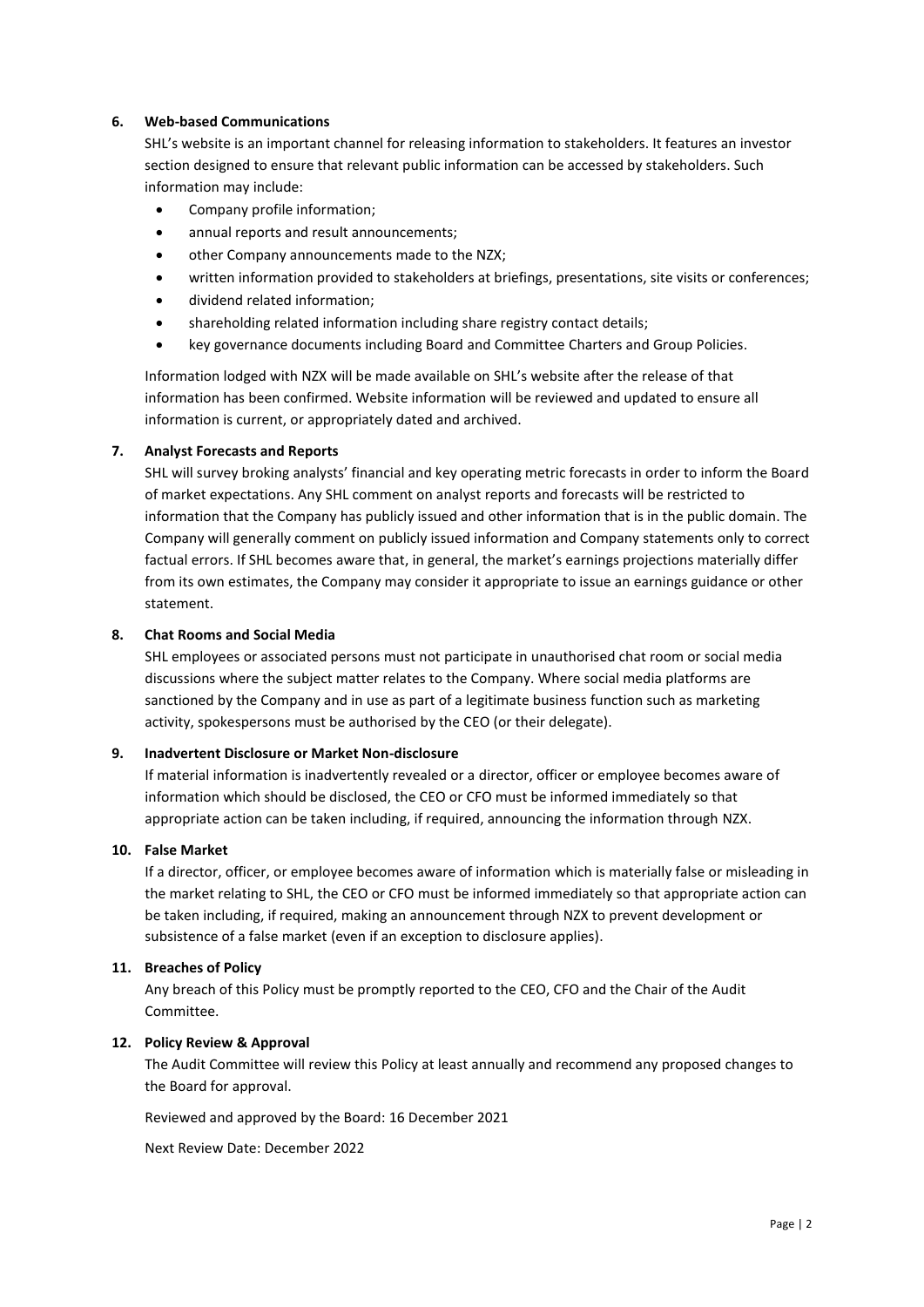## 6. Web-based Communications

SHL's website is an important channel for releasing information to stakeholders. It features an investor section designed to ensure that relevant public information can be accessed by stakeholders. Such information may include:

- Company profile information;
- annual reports and result announcements;
- other Company announcements made to the NZX;
- written information provided to stakeholders at briefings, presentations, site visits or conferences;
- dividend related information;
- shareholding related information including share registry contact details;
- key governance documents including Board and Committee Charters and Group Policies.

Information lodged with NZX will be made available on SHL's website after the release of that information has been confirmed. Website information will be reviewed and updated to ensure all information is current, or appropriately dated and archived.

## 7. Analyst Forecasts and Reports

SHL will survey broking analysts' financial and key operating metric forecasts in order to inform the Board of market expectations. Any SHL comment on analyst reports and forecasts will be restricted to information that the Company has publicly issued and other information that is in the public domain. The Company will generally comment on publicly issued information and Company statements only to correct factual errors. If SHL becomes aware that, in general, the market's earnings projections materially differ from its own estimates, the Company may consider it appropriate to issue an earnings guidance or other statement.

## 8. Chat Rooms and Social Media

SHL employees or associated persons must not participate in unauthorised chat room or social media discussions where the subject matter relates to the Company. Where social media platforms are sanctioned by the Company and in use as part of a legitimate business function such as marketing activity, spokespersons must be authorised by the CEO (or their delegate).

## 9. Inadvertent Disclosure or Market Non-disclosure

If material information is inadvertently revealed or a director, officer or employee becomes aware of information which should be disclosed, the CEO or CFO must be informed immediately so that appropriate action can be taken including, if required, announcing the information through NZX.

## 10. False Market

If a director, officer, or employee becomes aware of information which is materially false or misleading in the market relating to SHL, the CEO or CFO must be informed immediately so that appropriate action can be taken including, if required, making an announcement through NZX to prevent development or subsistence of a false market (even if an exception to disclosure applies).

## 11. Breaches of Policy

Any breach of this Policy must be promptly reported to the CEO, CFO and the Chair of the Audit Committee.

## 12. Policy Review & Approval

The Audit Committee will review this Policy at least annually and recommend any proposed changes to the Board for approval.

Reviewed and approved by the Board: 16 December 2021

Next Review Date: December 2022